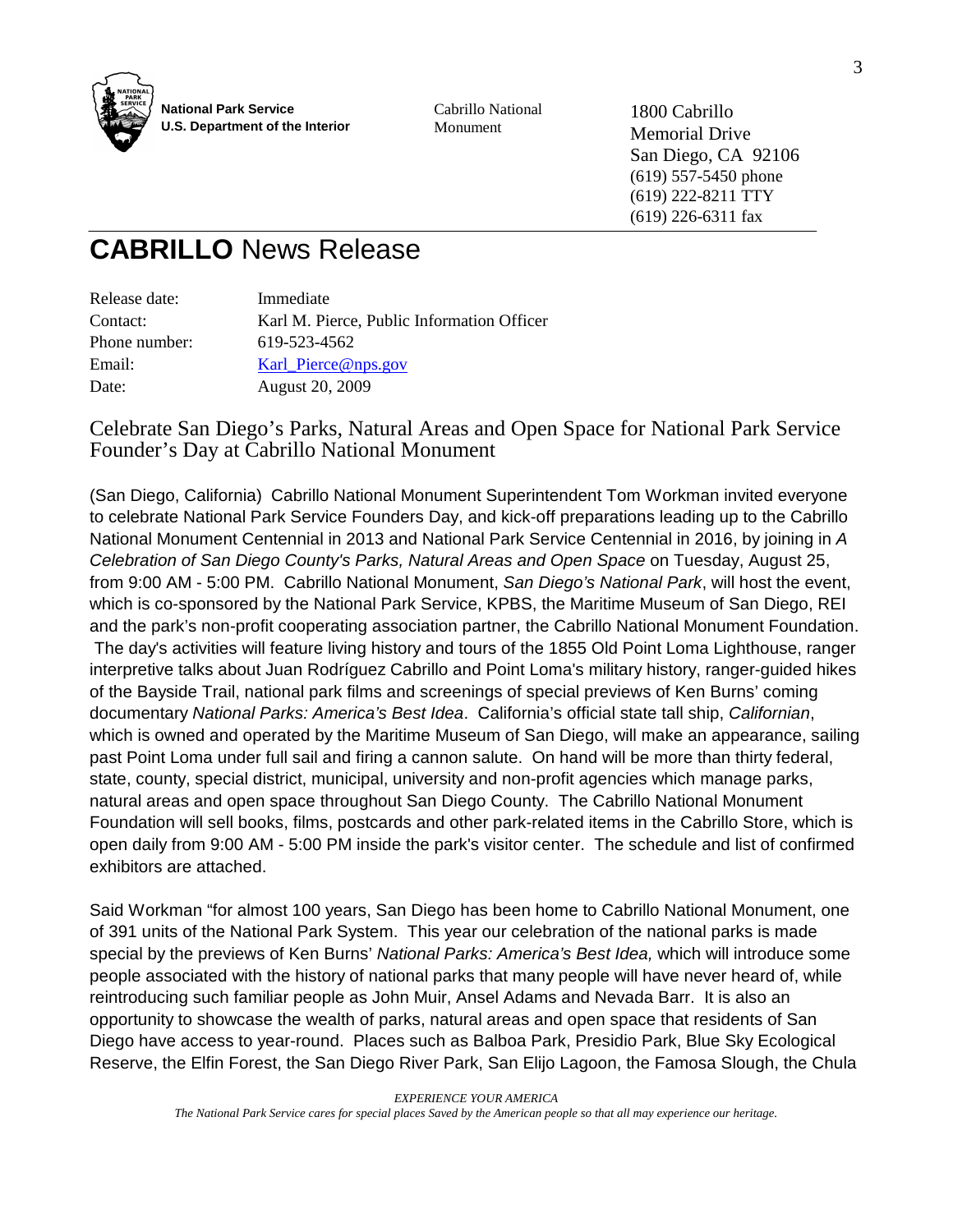**National Park Service**
**U.S. Department of the Interior**

Cabrillo National Monument

1800 Cabrillo Memorial Drive
San Diego, CA 92106
(619) 557-5450 phone
(619) 222-8211 TTY
(619) 226-6311 fax

# **CABRILLO** News Release

| | |
|---|---|
| Release date: | Immediate |
| Contact: | Karl M. Pierce, Public Information Officer |
| Phone number: | 619-523-4562 |
| Email: | Karl_Pierce@nps.gov |
| Date: | August 20, 2009 |

## Celebrate San Diego's Parks, Natural Areas and Open Space for National Park Service Founder's Day at Cabrillo National Monument

(San Diego, California) Cabrillo National Monument Superintendent Tom Workman invited everyone to celebrate National Park Service Founders Day, and kick-off preparations leading up to the Cabrillo National Monument Centennial in 2013 and National Park Service Centennial in 2016, by joining in *A Celebration of San Diego County's Parks, Natural Areas and Open Space* on Tuesday, August 25, from 9:00 AM - 5:00 PM. Cabrillo National Monument, *San Diego's National Park*, will host the event, which is co-sponsored by the National Park Service, KPBS, the Maritime Museum of San Diego, REI and the park's non-profit cooperating association partner, the Cabrillo National Monument Foundation. The day's activities will feature living history and tours of the 1855 Old Point Loma Lighthouse, ranger interpretive talks about Juan Rodríguez Cabrillo and Point Loma's military history, ranger-guided hikes of the Bayside Trail, national park films and screenings of special previews of Ken Burns' coming documentary *National Parks: America's Best Idea*. California's official state tall ship, *Californian*, which is owned and operated by the Maritime Museum of San Diego, will make an appearance, sailing past Point Loma under full sail and firing a cannon salute. On hand will be more than thirty federal, state, county, special district, municipal, university and non-profit agencies which manage parks, natural areas and open space throughout San Diego County. The Cabrillo National Monument Foundation will sell books, films, postcards and other park-related items in the Cabrillo Store, which is open daily from 9:00 AM - 5:00 PM inside the park's visitor center. The schedule and list of confirmed exhibitors are attached.

Said Workman "for almost 100 years, San Diego has been home to Cabrillo National Monument, one of 391 units of the National Park System. This year our celebration of the national parks is made special by the previews of Ken Burns' *National Parks: America's Best Idea,* which will introduce some people associated with the history of national parks that many people will have never heard of, while reintroducing such familiar people as John Muir, Ansel Adams and Nevada Barr. It is also an opportunity to showcase the wealth of parks, natural areas and open space that residents of San Diego have access to year-round. Places such as Balboa Park, Presidio Park, Blue Sky Ecological Reserve, the Elfin Forest, the San Diego River Park, San Elijo Lagoon, the Famosa Slough, the Chula

*EXPERIENCE YOUR AMERICA*
*The National Park Service cares for special places Saved by the American people so that all may experience our heritage.*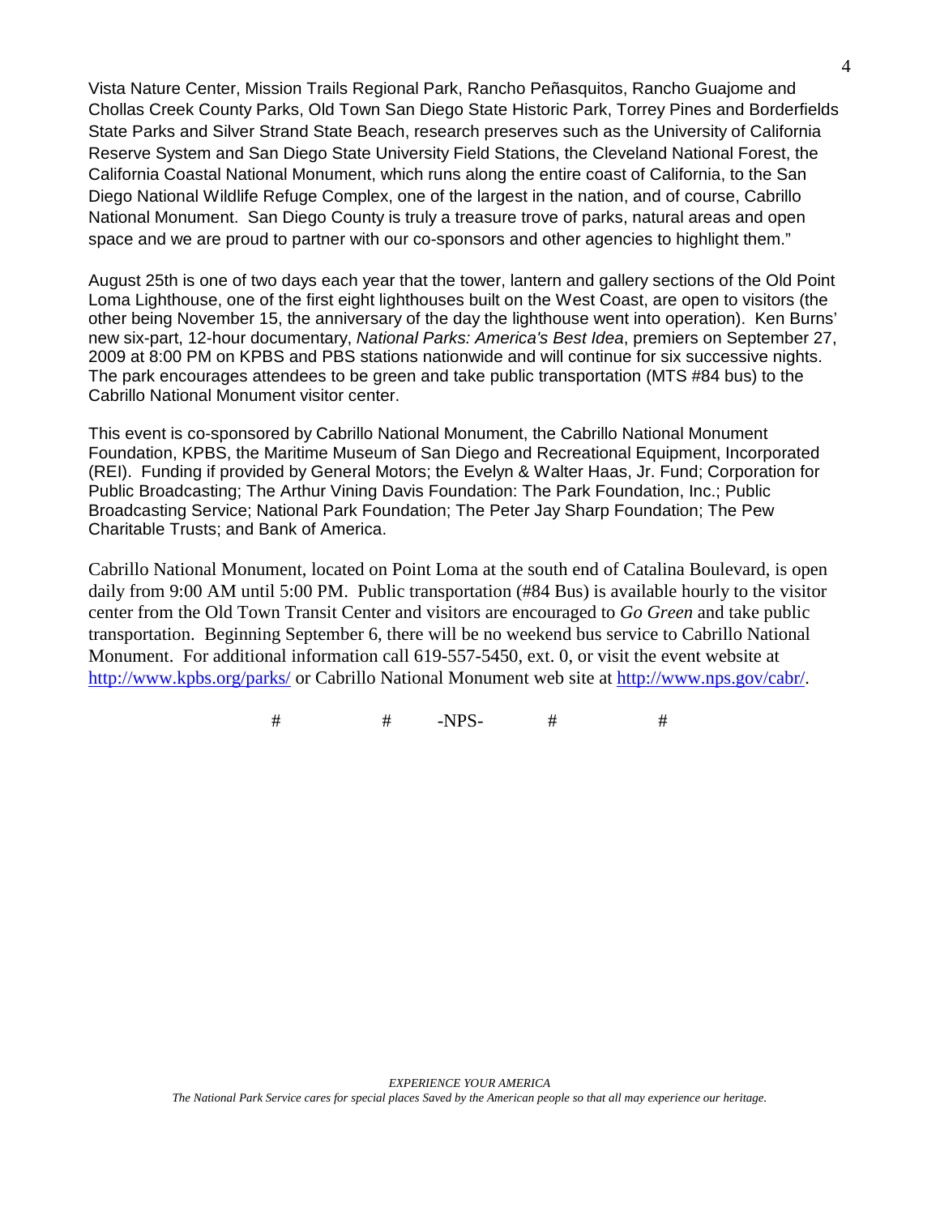Vista Nature Center, Mission Trails Regional Park, Rancho Peñasquitos, Rancho Guajome and Chollas Creek County Parks, Old Town San Diego State Historic Park, Torrey Pines and Borderfields State Parks and Silver Strand State Beach, research preserves such as the University of California Reserve System and San Diego State University Field Stations, the Cleveland National Forest, the California Coastal National Monument, which runs along the entire coast of California, to the San Diego National Wildlife Refuge Complex, one of the largest in the nation, and of course, Cabrillo National Monument. San Diego County is truly a treasure trove of parks, natural areas and open space and we are proud to partner with our co-sponsors and other agencies to highlight them."

August 25th is one of two days each year that the tower, lantern and gallery sections of the Old Point Loma Lighthouse, one of the first eight lighthouses built on the West Coast, are open to visitors (the other being November 15, the anniversary of the day the lighthouse went into operation). Ken Burns' new six-part, 12-hour documentary, *National Parks: America's Best Idea*, premiers on September 27, 2009 at 8:00 PM on KPBS and PBS stations nationwide and will continue for six successive nights. The park encourages attendees to be green and take public transportation (MTS #84 bus) to the Cabrillo National Monument visitor center.

This event is co-sponsored by Cabrillo National Monument, the Cabrillo National Monument Foundation, KPBS, the Maritime Museum of San Diego and Recreational Equipment, Incorporated (REI). Funding if provided by General Motors; the Evelyn & Walter Haas, Jr. Fund; Corporation for Public Broadcasting; The Arthur Vining Davis Foundation: The Park Foundation, Inc.; Public Broadcasting Service; National Park Foundation; The Peter Jay Sharp Foundation; The Pew Charitable Trusts; and Bank of America.

Cabrillo National Monument, located on Point Loma at the south end of Catalina Boulevard, is open daily from 9:00 AM until 5:00 PM. Public transportation (#84 Bus) is available hourly to the visitor center from the Old Town Transit Center and visitors are encouraged to *Go Green* and take public transportation. Beginning September 6, there will be no weekend bus service to Cabrillo National Monument. For additional information call 619-557-5450, ext. 0, or visit the event website at http://www.kpbs.org/parks/ or Cabrillo National Monument web site at http://www.nps.gov/cabr/.

# # -NPS- # #

*EXPERIENCE YOUR AMERICA*

*The National Park Service cares for special places Saved by the American people so that all may experience our heritage.*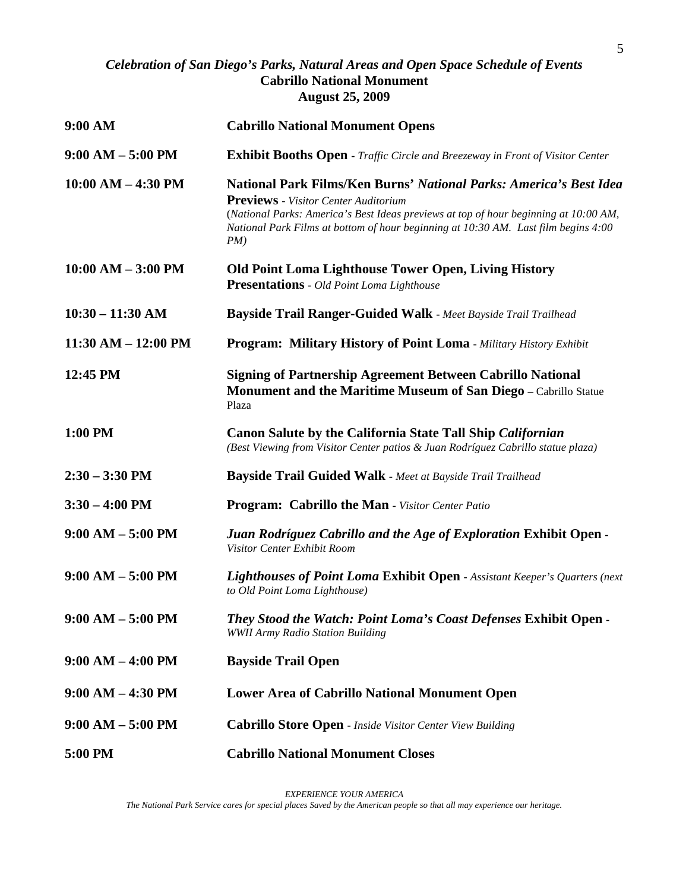### *Celebration of San Diego's Parks, Natural Areas and Open Space Schedule of Events*
### Cabrillo National Monument
### August 25, 2009

| | |
|---|---|
| **9:00 AM** | **Cabrillo National Monument Opens** |
| **9:00 AM – 5:00 PM** | **Exhibit Booths Open** - *Traffic Circle and Breezeway in Front of Visitor Center* |
| **10:00 AM – 4:30 PM** | **National Park Films/Ken Burns' *National Parks: America's Best Idea* Previews** - *Visitor Center Auditorium* (*National Parks: America's Best Ideas previews at top of hour beginning at 10:00 AM, National Park Films at bottom of hour beginning at 10:30 AM. Last film begins 4:00 PM)* |
| **10:00 AM – 3:00 PM** | **Old Point Loma Lighthouse Tower Open, Living History Presentations** - *Old Point Loma Lighthouse* |
| **10:30 – 11:30 AM** | **Bayside Trail Ranger-Guided Walk** - *Meet Bayside Trail Trailhead* |
| **11:30 AM – 12:00 PM** | **Program: Military History of Point Loma** - *Military History Exhibit* |
| **12:45 PM** | **Signing of Partnership Agreement Between Cabrillo National Monument and the Maritime Museum of San Diego** – Cabrillo Statue Plaza |
| **1:00 PM** | **Canon Salute by the California State Tall Ship *Californian*** *(Best Viewing from Visitor Center patios & Juan Rodríguez Cabrillo statue plaza)* |
| **2:30 – 3:30 PM** | **Bayside Trail Guided Walk** - *Meet at Bayside Trail Trailhead* |
| **3:30 – 4:00 PM** | **Program: Cabrillo the Man** - *Visitor Center Patio* |
| **9:00 AM – 5:00 PM** | ***Juan Rodríguez Cabrillo and the Age of Exploration* Exhibit Open** - *Visitor Center Exhibit Room* |
| **9:00 AM – 5:00 PM** | ***Lighthouses of Point Loma* Exhibit Open** - *Assistant Keeper's Quarters (next to Old Point Loma Lighthouse)* |
| **9:00 AM – 5:00 PM** | ***They Stood the Watch: Point Loma's Coast Defenses* Exhibit Open** - *WWII Army Radio Station Building* |
| **9:00 AM – 4:00 PM** | **Bayside Trail Open** |
| **9:00 AM – 4:30 PM** | **Lower Area of Cabrillo National Monument Open** |
| **9:00 AM – 5:00 PM** | **Cabrillo Store Open** - *Inside Visitor Center View Building* |
| **5:00 PM** | **Cabrillo National Monument Closes** |

*EXPERIENCE YOUR AMERICA*
*The National Park Service cares for special places Saved by the American people so that all may experience our heritage.*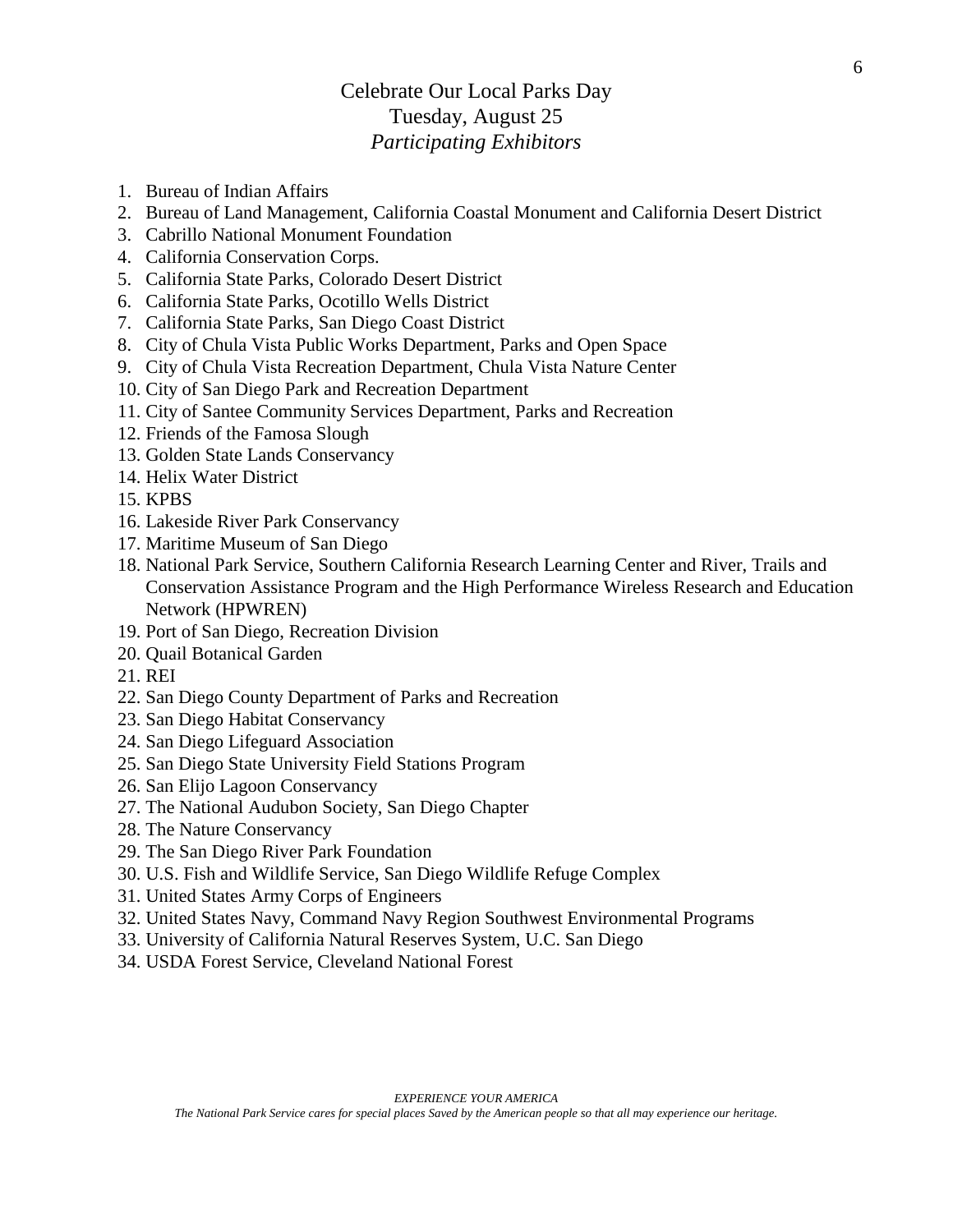# Celebrate Our Local Parks Day
## Tuesday, August 25
### *Participating Exhibitors*

1. Bureau of Indian Affairs
2. Bureau of Land Management, California Coastal Monument and California Desert District
3. Cabrillo National Monument Foundation
4. California Conservation Corps.
5. California State Parks, Colorado Desert District
6. California State Parks, Ocotillo Wells District
7. California State Parks, San Diego Coast District
8. City of Chula Vista Public Works Department, Parks and Open Space
9. City of Chula Vista Recreation Department, Chula Vista Nature Center
10. City of San Diego Park and Recreation Department
11. City of Santee Community Services Department, Parks and Recreation
12. Friends of the Famosa Slough
13. Golden State Lands Conservancy
14. Helix Water District
15. KPBS
16. Lakeside River Park Conservancy
17. Maritime Museum of San Diego
18. National Park Service, Southern California Research Learning Center and River, Trails and Conservation Assistance Program and the High Performance Wireless Research and Education Network (HPWREN)
19. Port of San Diego, Recreation Division
20. Quail Botanical Garden
21. REI
22. San Diego County Department of Parks and Recreation
23. San Diego Habitat Conservancy
24. San Diego Lifeguard Association
25. San Diego State University Field Stations Program
26. San Elijo Lagoon Conservancy
27. The National Audubon Society, San Diego Chapter
28. The Nature Conservancy
29. The San Diego River Park Foundation
30. U.S. Fish and Wildlife Service, San Diego Wildlife Refuge Complex
31. United States Army Corps of Engineers
32. United States Navy, Command Navy Region Southwest Environmental Programs
33. University of California Natural Reserves System, U.C. San Diego
34. USDA Forest Service, Cleveland National Forest